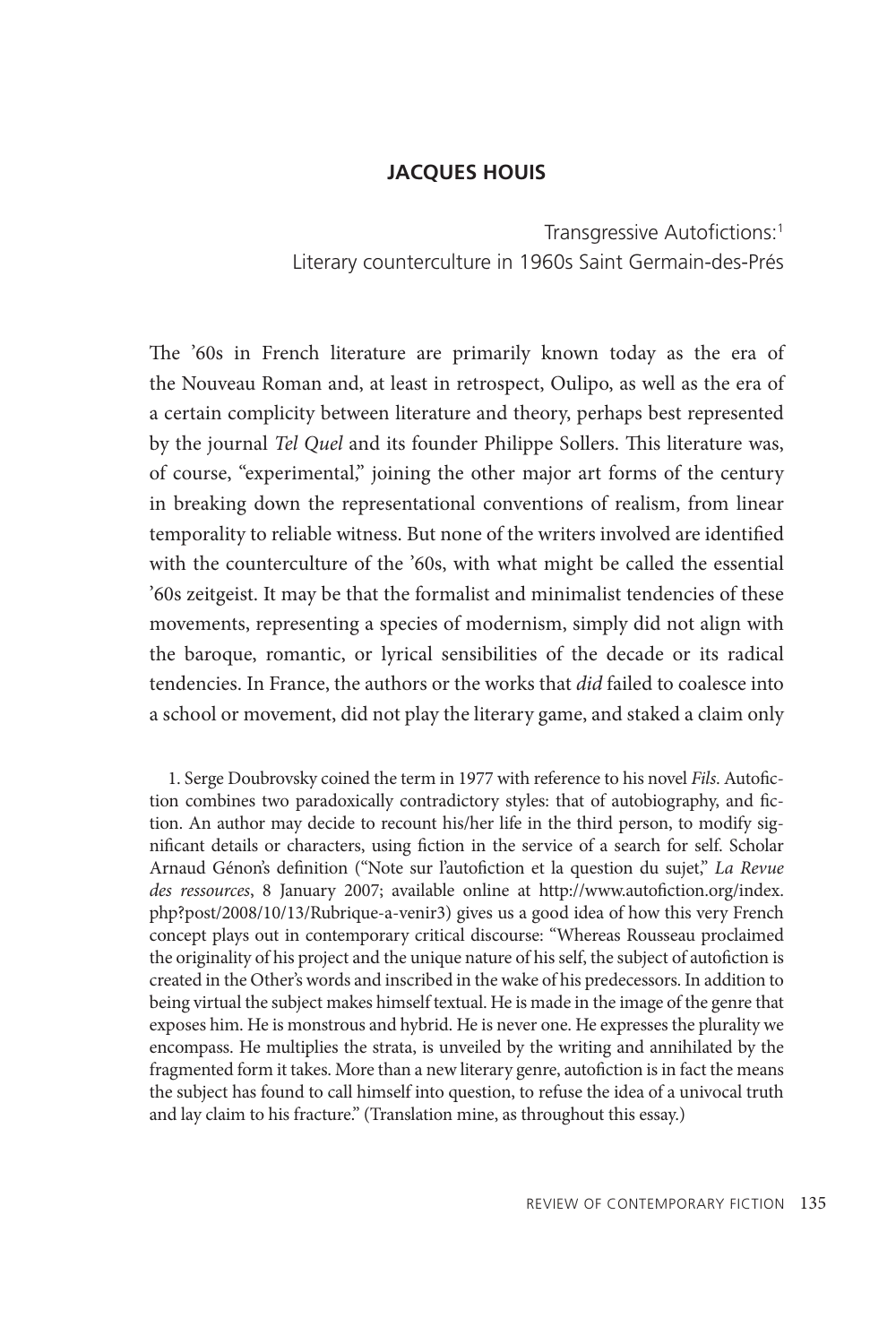## JACQUES HOUIS

Transgressive Autofictions:[1]
Literary counterculture in 1960s Saint Germain-des-Prés

The '60s in French literature are primarily known today as the era of the Nouveau Roman and, at least in retrospect, Oulipo, as well as the era of a certain complicity between literature and theory, perhaps best represented by the journal *Tel Quel* and its founder Philippe Sollers. This literature was, of course, "experimental," joining the other major art forms of the century in breaking down the representational conventions of realism, from linear temporality to reliable witness. But none of the writers involved are identified with the counterculture of the '60s, with what might be called the essential '60s zeitgeist. It may be that the formalist and minimalist tendencies of these movements, representing a species of modernism, simply did not align with the baroque, romantic, or lyrical sensibilities of the decade or its radical tendencies. In France, the authors or the works that *did* failed to coalesce into a school or movement, did not play the literary game, and staked a claim only

1. Serge Doubrovsky coined the term in 1977 with reference to his novel *Fils*. Autofiction combines two paradoxically contradictory styles: that of autobiography, and fiction. An author may decide to recount his/her life in the third person, to modify significant details or characters, using fiction in the service of a search for self. Scholar Arnaud Génon's definition ("Note sur l'autofiction et la question du sujet," *La Revue des ressources*, 8 January 2007; available online at http://www.autofiction.org/index.php?post/2008/10/13/Rubrique-a-venir3) gives us a good idea of how this very French concept plays out in contemporary critical discourse: "Whereas Rousseau proclaimed the originality of his project and the unique nature of his self, the subject of autofiction is created in the Other's words and inscribed in the wake of his predecessors. In addition to being virtual the subject makes himself textual. He is made in the image of the genre that exposes him. He is monstrous and hybrid. He is never one. He expresses the plurality we encompass. He multiplies the strata, is unveiled by the writing and annihilated by the fragmented form it takes. More than a new literary genre, autofiction is in fact the means the subject has found to call himself into question, to refuse the idea of a univocal truth and lay claim to his fracture." (Translation mine, as throughout this essay.)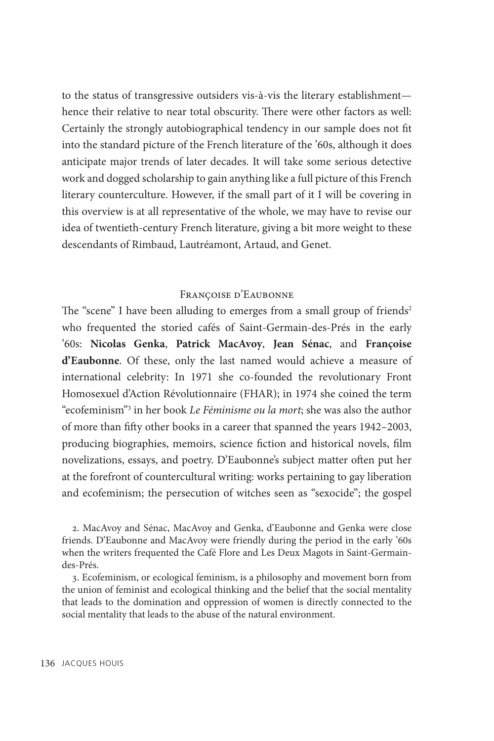to the status of transgressive outsiders vis-à-vis the literary establishment—hence their relative to near total obscurity. There were other factors as well: Certainly the strongly autobiographical tendency in our sample does not fit into the standard picture of the French literature of the '60s, although it does anticipate major trends of later decades. It will take some serious detective work and dogged scholarship to gain anything like a full picture of this French literary counterculture. However, if the small part of it I will be covering in this overview is at all representative of the whole, we may have to revise our idea of twentieth-century French literature, giving a bit more weight to these descendants of Rimbaud, Lautréamont, Artaud, and Genet.

## Françoise d'Eaubonne

The "scene" I have been alluding to emerges from a small group of friends[2] who frequented the storied cafés of Saint-Germain-des-Prés in the early '60s: **Nicolas Genka**, **Patrick MacAvoy**, **Jean Sénac**, and **Françoise d'Eaubonne**. Of these, only the last named would achieve a measure of international celebrity: In 1971 she co-founded the revolutionary Front Homosexuel d'Action Révolutionnaire (FHAR); in 1974 she coined the term "ecofeminism"[3] in her book *Le Féminisme ou la mort*; she was also the author of more than fifty other books in a career that spanned the years 1942–2003, producing biographies, memoirs, science fiction and historical novels, film novelizations, essays, and poetry. D'Eaubonne's subject matter often put her at the forefront of countercultural writing: works pertaining to gay liberation and ecofeminism; the persecution of witches seen as "sexocide"; the gospel

2. MacAvoy and Sénac, MacAvoy and Genka, d'Eaubonne and Genka were close friends. D'Eaubonne and MacAvoy were friendly during the period in the early '60s when the writers frequented the Café Flore and Les Deux Magots in Saint-Germain-des-Prés.

3. Ecofeminism, or ecological feminism, is a philosophy and movement born from the union of feminist and ecological thinking and the belief that the social mentality that leads to the domination and oppression of women is directly connected to the social mentality that leads to the abuse of the natural environment.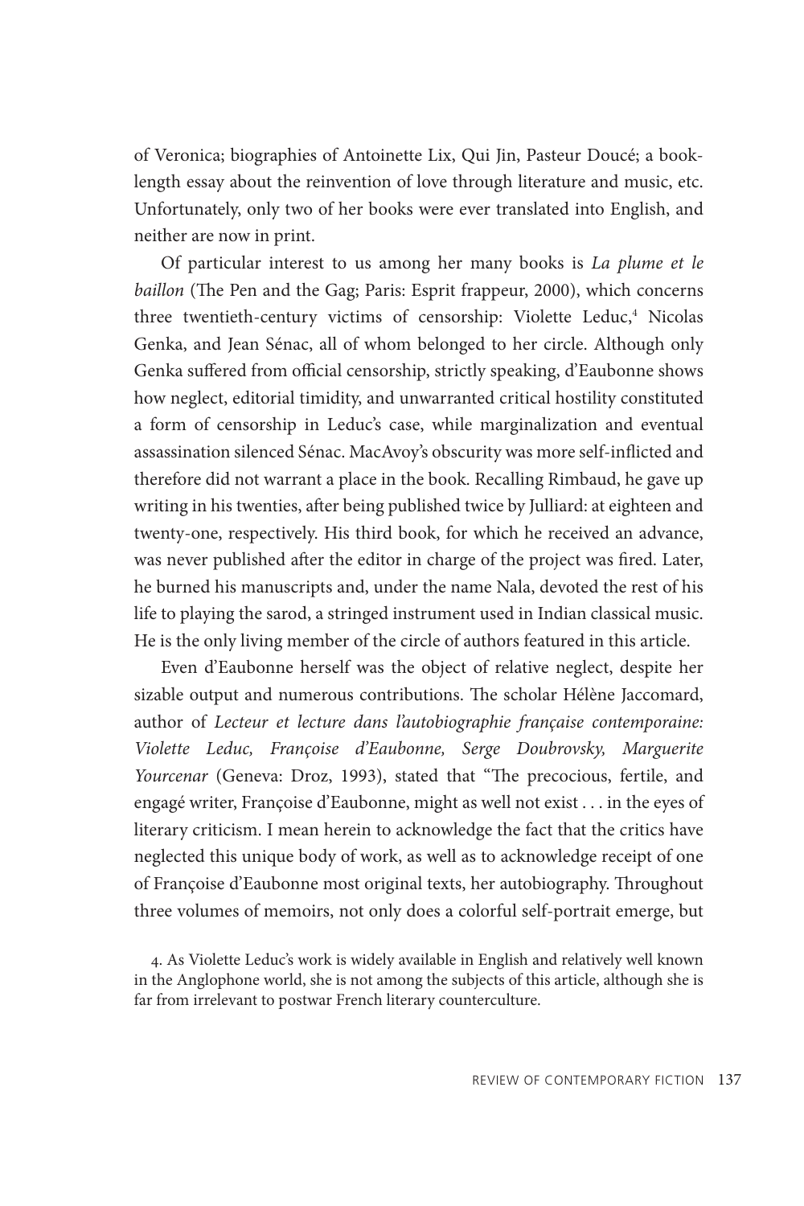of Veronica; biographies of Antoinette Lix, Qui Jin, Pasteur Doucé; a book-length essay about the reinvention of love through literature and music, etc. Unfortunately, only two of her books were ever translated into English, and neither are now in print.

Of particular interest to us among her many books is *La plume et le baillon* (The Pen and the Gag; Paris: Esprit frappeur, 2000), which concerns three twentieth-century victims of censorship: Violette Leduc,[4] Nicolas Genka, and Jean Sénac, all of whom belonged to her circle. Although only Genka suffered from official censorship, strictly speaking, d'Eaubonne shows how neglect, editorial timidity, and unwarranted critical hostility constituted a form of censorship in Leduc's case, while marginalization and eventual assassination silenced Sénac. MacAvoy's obscurity was more self-inflicted and therefore did not warrant a place in the book. Recalling Rimbaud, he gave up writing in his twenties, after being published twice by Julliard: at eighteen and twenty-one, respectively. His third book, for which he received an advance, was never published after the editor in charge of the project was fired. Later, he burned his manuscripts and, under the name Nala, devoted the rest of his life to playing the sarod, a stringed instrument used in Indian classical music. He is the only living member of the circle of authors featured in this article.

Even d'Eaubonne herself was the object of relative neglect, despite her sizable output and numerous contributions. The scholar Hélène Jaccomard, author of *Lecteur et lecture dans l'autobiographie française contemporaine: Violette Leduc, Françoise d'Eaubonne, Serge Doubrovsky, Marguerite Yourcenar* (Geneva: Droz, 1993), stated that "The precocious, fertile, and engagé writer, Françoise d'Eaubonne, might as well not exist . . . in the eyes of literary criticism. I mean herein to acknowledge the fact that the critics have neglected this unique body of work, as well as to acknowledge receipt of one of Françoise d'Eaubonne most original texts, her autobiography. Throughout three volumes of memoirs, not only does a colorful self-portrait emerge, but

4. As Violette Leduc's work is widely available in English and relatively well known in the Anglophone world, she is not among the subjects of this article, although she is far from irrelevant to postwar French literary counterculture.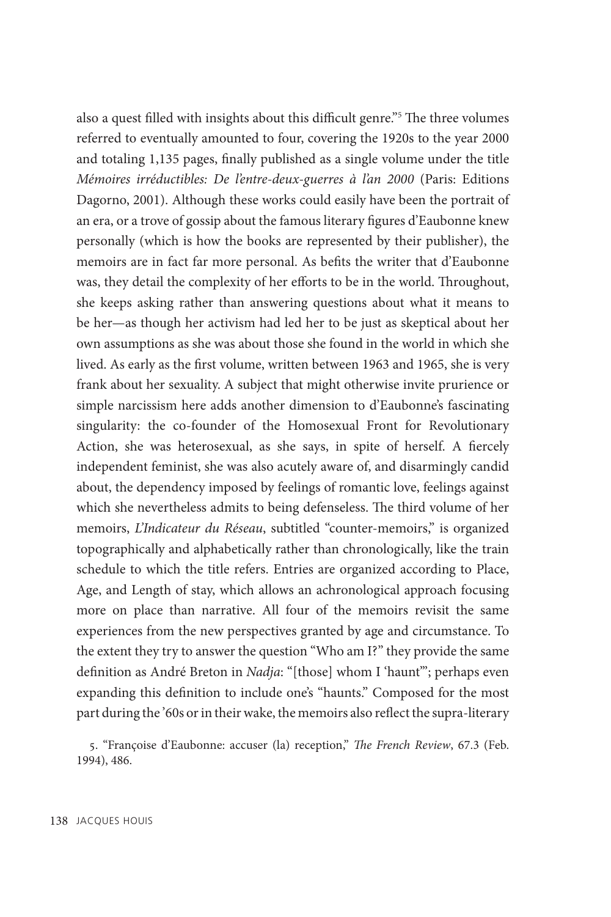also a quest filled with insights about this difficult genre."[5] The three volumes referred to eventually amounted to four, covering the 1920s to the year 2000 and totaling 1,135 pages, finally published as a single volume under the title *Mémoires irréductibles: De l'entre-deux-guerres à l'an 2000* (Paris: Editions Dagorno, 2001). Although these works could easily have been the portrait of an era, or a trove of gossip about the famous literary figures d'Eaubonne knew personally (which is how the books are represented by their publisher), the memoirs are in fact far more personal. As befits the writer that d'Eaubonne was, they detail the complexity of her efforts to be in the world. Throughout, she keeps asking rather than answering questions about what it means to be her—as though her activism had led her to be just as skeptical about her own assumptions as she was about those she found in the world in which she lived. As early as the first volume, written between 1963 and 1965, she is very frank about her sexuality. A subject that might otherwise invite prurience or simple narcissism here adds another dimension to d'Eaubonne's fascinating singularity: the co-founder of the Homosexual Front for Revolutionary Action, she was heterosexual, as she says, in spite of herself. A fiercely independent feminist, she was also acutely aware of, and disarmingly candid about, the dependency imposed by feelings of romantic love, feelings against which she nevertheless admits to being defenseless. The third volume of her memoirs, *L'Indicateur du Réseau*, subtitled "counter-memoirs," is organized topographically and alphabetically rather than chronologically, like the train schedule to which the title refers. Entries are organized according to Place, Age, and Length of stay, which allows an achronological approach focusing more on place than narrative. All four of the memoirs revisit the same experiences from the new perspectives granted by age and circumstance. To the extent they try to answer the question "Who am I?" they provide the same definition as André Breton in *Nadja*: "[those] whom I 'haunt'"; perhaps even expanding this definition to include one's "haunts." Composed for the most part during the '60s or in their wake, the memoirs also reflect the supra-literary

5. "Françoise d'Eaubonne: accuser (la) reception," *The French Review*, 67.3 (Feb. 1994), 486.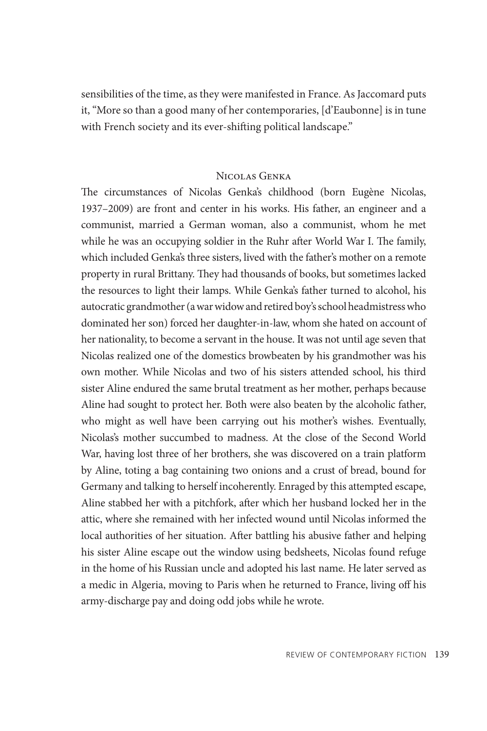sensibilities of the time, as they were manifested in France. As Jaccomard puts it, "More so than a good many of her contemporaries, [d'Eaubonne] is in tune with French society and its ever-shifting political landscape."

## Nicolas Genka

The circumstances of Nicolas Genka's childhood (born Eugène Nicolas, 1937–2009) are front and center in his works. His father, an engineer and a communist, married a German woman, also a communist, whom he met while he was an occupying soldier in the Ruhr after World War I. The family, which included Genka's three sisters, lived with the father's mother on a remote property in rural Brittany. They had thousands of books, but sometimes lacked the resources to light their lamps. While Genka's father turned to alcohol, his autocratic grandmother (a war widow and retired boy's school headmistress who dominated her son) forced her daughter-in-law, whom she hated on account of her nationality, to become a servant in the house. It was not until age seven that Nicolas realized one of the domestics browbeaten by his grandmother was his own mother. While Nicolas and two of his sisters attended school, his third sister Aline endured the same brutal treatment as her mother, perhaps because Aline had sought to protect her. Both were also beaten by the alcoholic father, who might as well have been carrying out his mother's wishes. Eventually, Nicolas's mother succumbed to madness. At the close of the Second World War, having lost three of her brothers, she was discovered on a train platform by Aline, toting a bag containing two onions and a crust of bread, bound for Germany and talking to herself incoherently. Enraged by this attempted escape, Aline stabbed her with a pitchfork, after which her husband locked her in the attic, where she remained with her infected wound until Nicolas informed the local authorities of her situation. After battling his abusive father and helping his sister Aline escape out the window using bedsheets, Nicolas found refuge in the home of his Russian uncle and adopted his last name. He later served as a medic in Algeria, moving to Paris when he returned to France, living off his army-discharge pay and doing odd jobs while he wrote.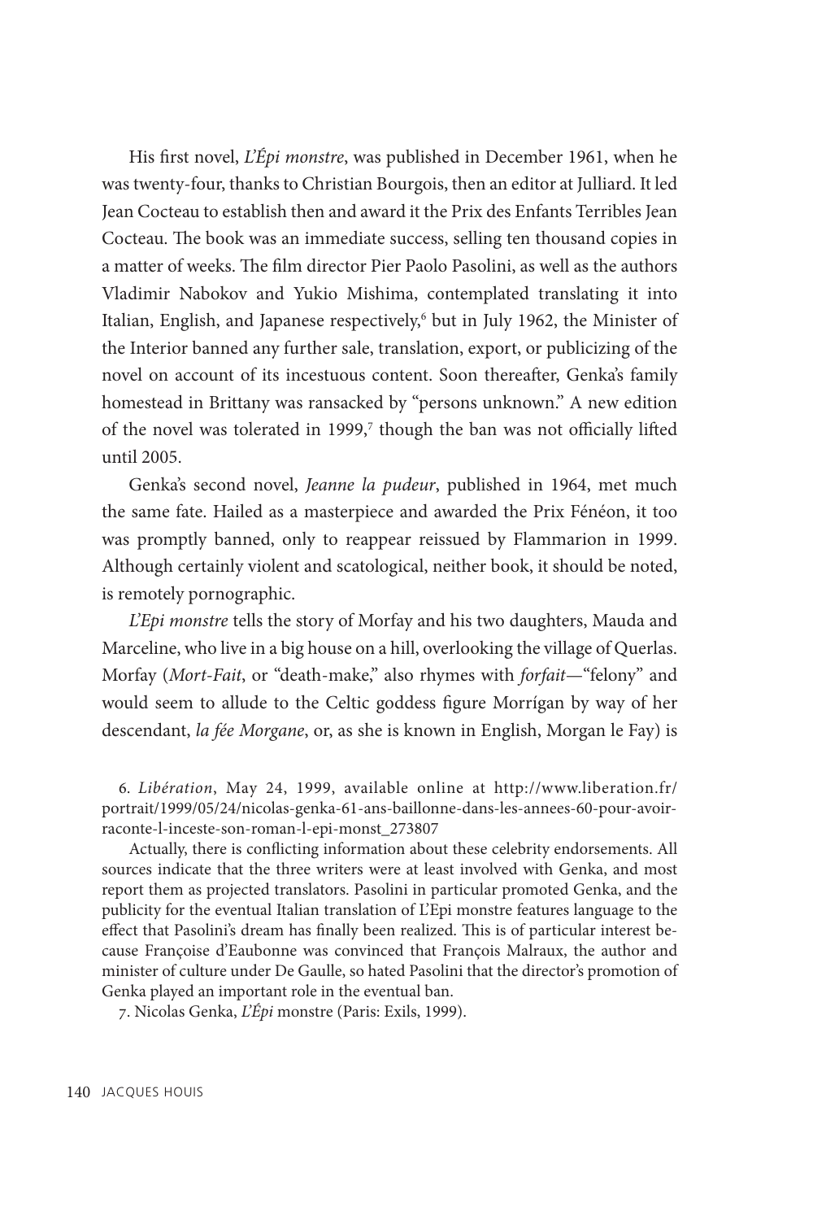His first novel, *L'Épi monstre*, was published in December 1961, when he was twenty-four, thanks to Christian Bourgois, then an editor at Julliard. It led Jean Cocteau to establish then and award it the Prix des Enfants Terribles Jean Cocteau. The book was an immediate success, selling ten thousand copies in a matter of weeks. The film director Pier Paolo Pasolini, as well as the authors Vladimir Nabokov and Yukio Mishima, contemplated translating it into Italian, English, and Japanese respectively,[6] but in July 1962, the Minister of the Interior banned any further sale, translation, export, or publicizing of the novel on account of its incestuous content. Soon thereafter, Genka's family homestead in Brittany was ransacked by "persons unknown." A new edition of the novel was tolerated in 1999,[7] though the ban was not officially lifted until 2005.

Genka's second novel, *Jeanne la pudeur*, published in 1964, met much the same fate. Hailed as a masterpiece and awarded the Prix Fénéon, it too was promptly banned, only to reappear reissued by Flammarion in 1999. Although certainly violent and scatological, neither book, it should be noted, is remotely pornographic.

*L'Epi monstre* tells the story of Morfay and his two daughters, Mauda and Marceline, who live in a big house on a hill, overlooking the village of Querlas. Morfay (*Mort-Fait*, or "death-make," also rhymes with *forfait*—"felony" and would seem to allude to the Celtic goddess figure Morrígan by way of her descendant, *la fée Morgane*, or, as she is known in English, Morgan le Fay) is

6. *Libération*, May 24, 1999, available online at http://www.liberation.fr/portrait/1999/05/24/nicolas-genka-61-ans-baillonne-dans-les-annees-60-pour-avoir-raconte-l-inceste-son-roman-l-epi-monst_273807

Actually, there is conflicting information about these celebrity endorsements. All sources indicate that the three writers were at least involved with Genka, and most report them as projected translators. Pasolini in particular promoted Genka, and the publicity for the eventual Italian translation of L'Epi monstre features language to the effect that Pasolini's dream has finally been realized. This is of particular interest because Françoise d'Eaubonne was convinced that François Malraux, the author and minister of culture under De Gaulle, so hated Pasolini that the director's promotion of Genka played an important role in the eventual ban.

7. Nicolas Genka, *L'Épi* monstre (Paris: Exils, 1999).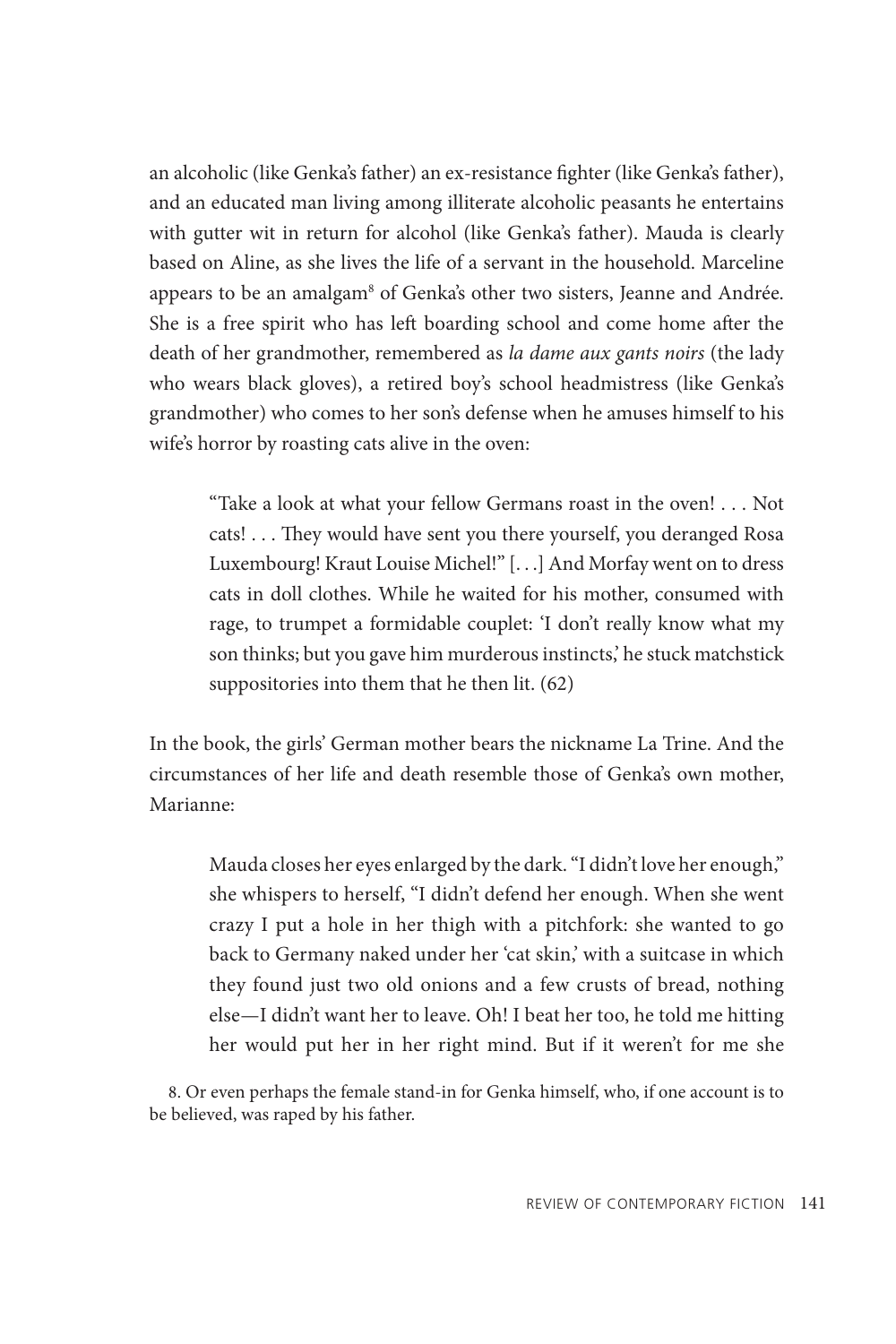an alcoholic (like Genka's father) an ex-resistance fighter (like Genka's father), and an educated man living among illiterate alcoholic peasants he entertains with gutter wit in return for alcohol (like Genka's father). Mauda is clearly based on Aline, as she lives the life of a servant in the household. Marceline appears to be an amalgam[8] of Genka's other two sisters, Jeanne and Andrée. She is a free spirit who has left boarding school and come home after the death of her grandmother, remembered as *la dame aux gants noirs* (the lady who wears black gloves), a retired boy's school headmistress (like Genka's grandmother) who comes to her son's defense when he amuses himself to his wife's horror by roasting cats alive in the oven:

> "Take a look at what your fellow Germans roast in the oven! . . . Not cats! . . . They would have sent you there yourself, you deranged Rosa Luxembourg! Kraut Louise Michel!" [. . .] And Morfay went on to dress cats in doll clothes. While he waited for his mother, consumed with rage, to trumpet a formidable couplet: 'I don't really know what my son thinks; but you gave him murderous instincts,' he stuck matchstick suppositories into them that he then lit. (62)

In the book, the girls' German mother bears the nickname La Trine. And the circumstances of her life and death resemble those of Genka's own mother, Marianne:

> Mauda closes her eyes enlarged by the dark. "I didn't love her enough," she whispers to herself, "I didn't defend her enough. When she went crazy I put a hole in her thigh with a pitchfork: she wanted to go back to Germany naked under her 'cat skin,' with a suitcase in which they found just two old onions and a few crusts of bread, nothing else—I didn't want her to leave. Oh! I beat her too, he told me hitting her would put her in her right mind. But if it weren't for me she

8. Or even perhaps the female stand-in for Genka himself, who, if one account is to be believed, was raped by his father.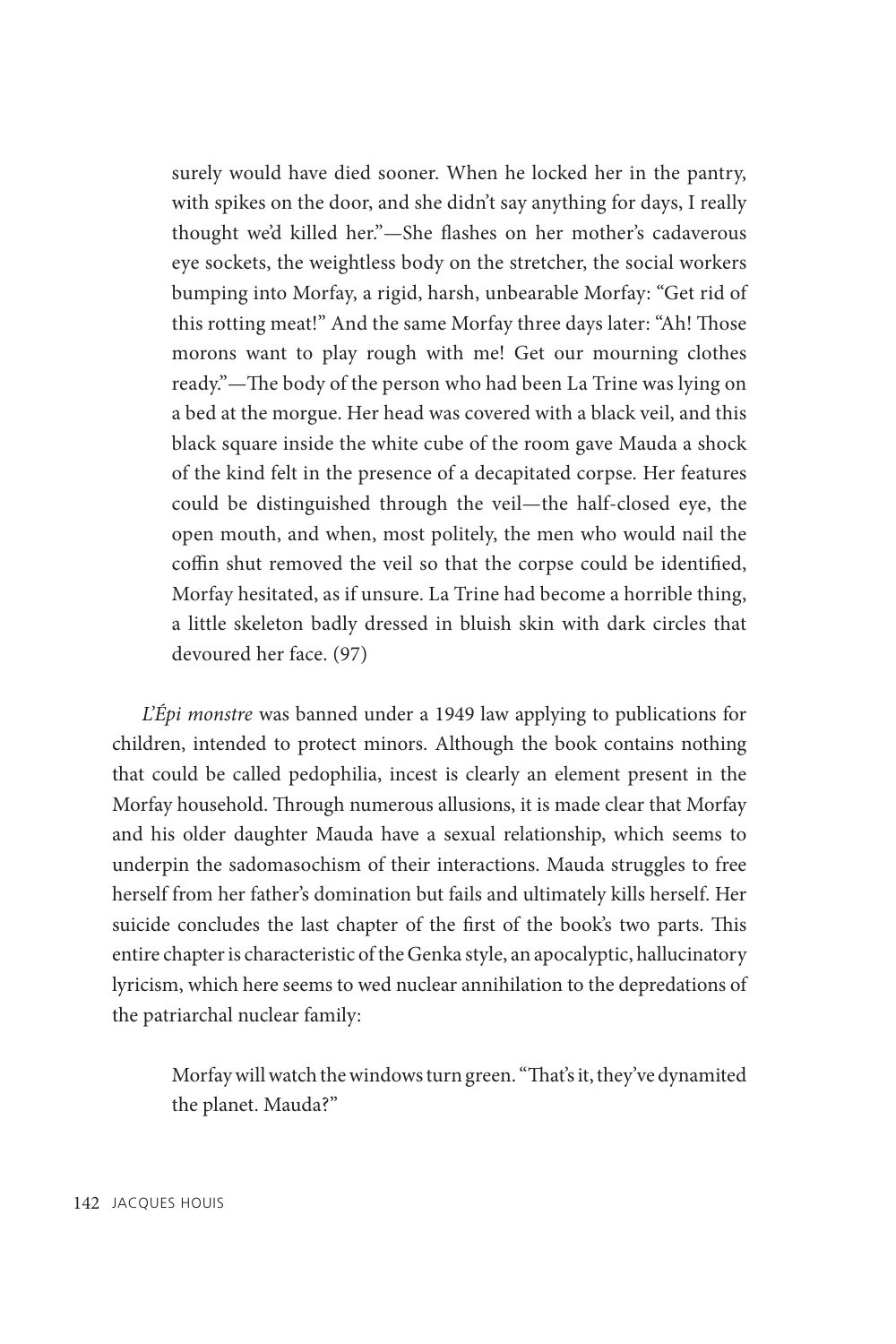> surely would have died sooner. When he locked her in the pantry, with spikes on the door, and she didn't say anything for days, I really thought we'd killed her."—She flashes on her mother's cadaverous eye sockets, the weightless body on the stretcher, the social workers bumping into Morfay, a rigid, harsh, unbearable Morfay: "Get rid of this rotting meat!" And the same Morfay three days later: "Ah! Those morons want to play rough with me! Get our mourning clothes ready."—The body of the person who had been La Trine was lying on a bed at the morgue. Her head was covered with a black veil, and this black square inside the white cube of the room gave Mauda a shock of the kind felt in the presence of a decapitated corpse. Her features could be distinguished through the veil—the half-closed eye, the open mouth, and when, most politely, the men who would nail the coffin shut removed the veil so that the corpse could be identified, Morfay hesitated, as if unsure. La Trine had become a horrible thing, a little skeleton badly dressed in bluish skin with dark circles that devoured her face. (97)

*L'Épi monstre* was banned under a 1949 law applying to publications for children, intended to protect minors. Although the book contains nothing that could be called pedophilia, incest is clearly an element present in the Morfay household. Through numerous allusions, it is made clear that Morfay and his older daughter Mauda have a sexual relationship, which seems to underpin the sadomasochism of their interactions. Mauda struggles to free herself from her father's domination but fails and ultimately kills herself. Her suicide concludes the last chapter of the first of the book's two parts. This entire chapter is characteristic of the Genka style, an apocalyptic, hallucinatory lyricism, which here seems to wed nuclear annihilation to the depredations of the patriarchal nuclear family:

> Morfay will watch the windows turn green. "That's it, they've dynamited the planet. Mauda?"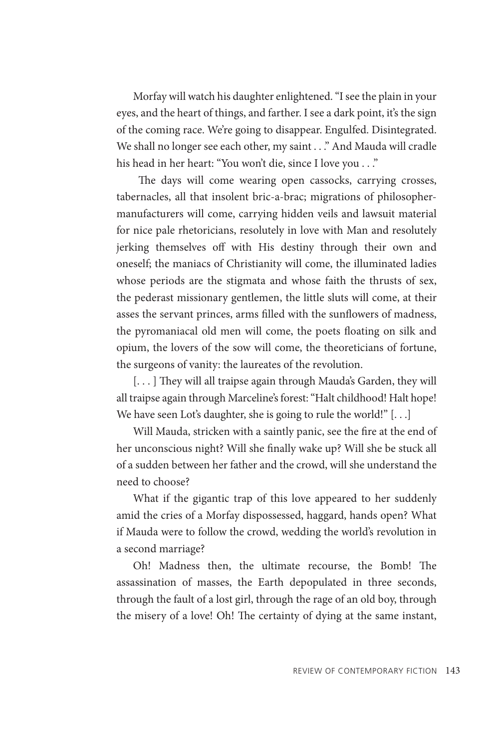Morfay will watch his daughter enlightened. "I see the plain in your eyes, and the heart of things, and farther. I see a dark point, it's the sign of the coming race. We're going to disappear. Engulfed. Disintegrated. We shall no longer see each other, my saint . . ." And Mauda will cradle his head in her heart: "You won't die, since I love you . . ."

The days will come wearing open cassocks, carrying crosses, tabernacles, all that insolent bric-a-brac; migrations of philosopher-manufacturers will come, carrying hidden veils and lawsuit material for nice pale rhetoricians, resolutely in love with Man and resolutely jerking themselves off with His destiny through their own and oneself; the maniacs of Christianity will come, the illuminated ladies whose periods are the stigmata and whose faith the thrusts of sex, the pederast missionary gentlemen, the little sluts will come, at their asses the servant princes, arms filled with the sunflowers of madness, the pyromaniacal old men will come, the poets floating on silk and opium, the lovers of the sow will come, the theoreticians of fortune, the surgeons of vanity: the laureates of the revolution.

[. . . ] They will all traipse again through Mauda's Garden, they will all traipse again through Marceline's forest: "Halt childhood! Halt hope! We have seen Lot's daughter, she is going to rule the world!" [. . .]

Will Mauda, stricken with a saintly panic, see the fire at the end of her unconscious night? Will she finally wake up? Will she be stuck all of a sudden between her father and the crowd, will she understand the need to choose?

What if the gigantic trap of this love appeared to her suddenly amid the cries of a Morfay dispossessed, haggard, hands open? What if Mauda were to follow the crowd, wedding the world's revolution in a second marriage?

Oh! Madness then, the ultimate recourse, the Bomb! The assassination of masses, the Earth depopulated in three seconds, through the fault of a lost girl, through the rage of an old boy, through the misery of a love! Oh! The certainty of dying at the same instant,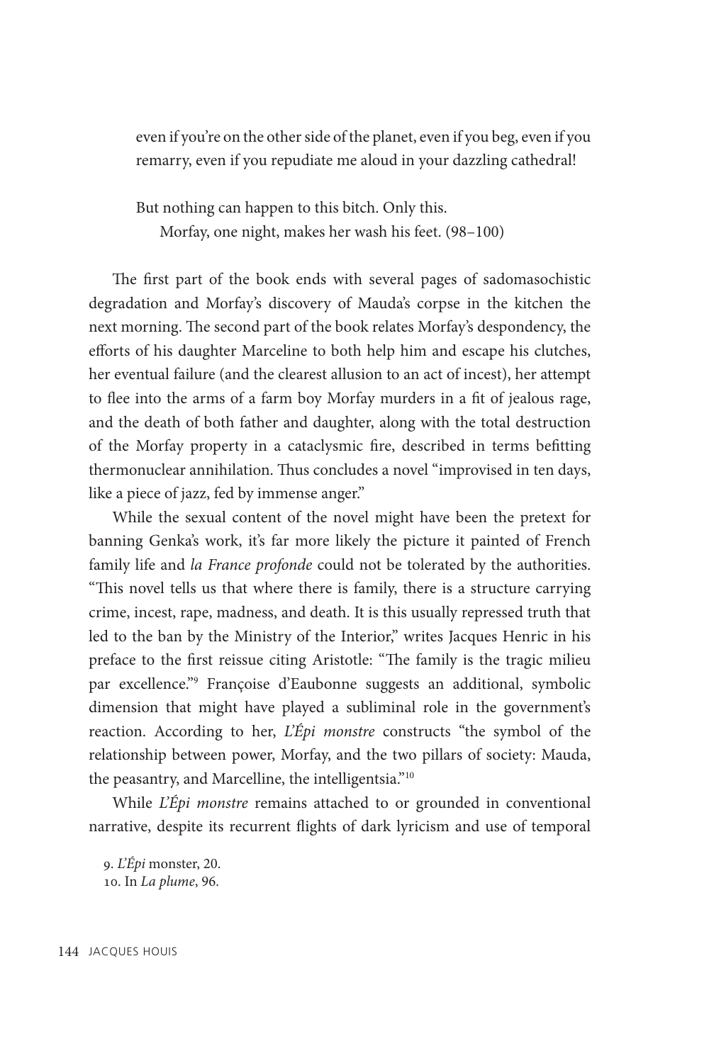even if you're on the other side of the planet, even if you beg, even if you remarry, even if you repudiate me aloud in your dazzling cathedral!

But nothing can happen to this bitch. Only this.
Morfay, one night, makes her wash his feet. (98–100)

The first part of the book ends with several pages of sadomasochistic degradation and Morfay's discovery of Mauda's corpse in the kitchen the next morning. The second part of the book relates Morfay's despondency, the efforts of his daughter Marceline to both help him and escape his clutches, her eventual failure (and the clearest allusion to an act of incest), her attempt to flee into the arms of a farm boy Morfay murders in a fit of jealous rage, and the death of both father and daughter, along with the total destruction of the Morfay property in a cataclysmic fire, described in terms befitting thermonuclear annihilation. Thus concludes a novel "improvised in ten days, like a piece of jazz, fed by immense anger."

While the sexual content of the novel might have been the pretext for banning Genka's work, it's far more likely the picture it painted of French family life and *la France profonde* could not be tolerated by the authorities. "This novel tells us that where there is family, there is a structure carrying crime, incest, rape, madness, and death. It is this usually repressed truth that led to the ban by the Ministry of the Interior," writes Jacques Henric in his preface to the first reissue citing Aristotle: "The family is the tragic milieu par excellence."[9] Françoise d'Eaubonne suggests an additional, symbolic dimension that might have played a subliminal role in the government's reaction. According to her, *L'Épi monstre* constructs "the symbol of the relationship between power, Morfay, and the two pillars of society: Mauda, the peasantry, and Marcelline, the intelligentsia."[10]

While *L'Épi monstre* remains attached to or grounded in conventional narrative, despite its recurrent flights of dark lyricism and use of temporal

9. *L'Épi* monster, 20.
10. In *La plume*, 96.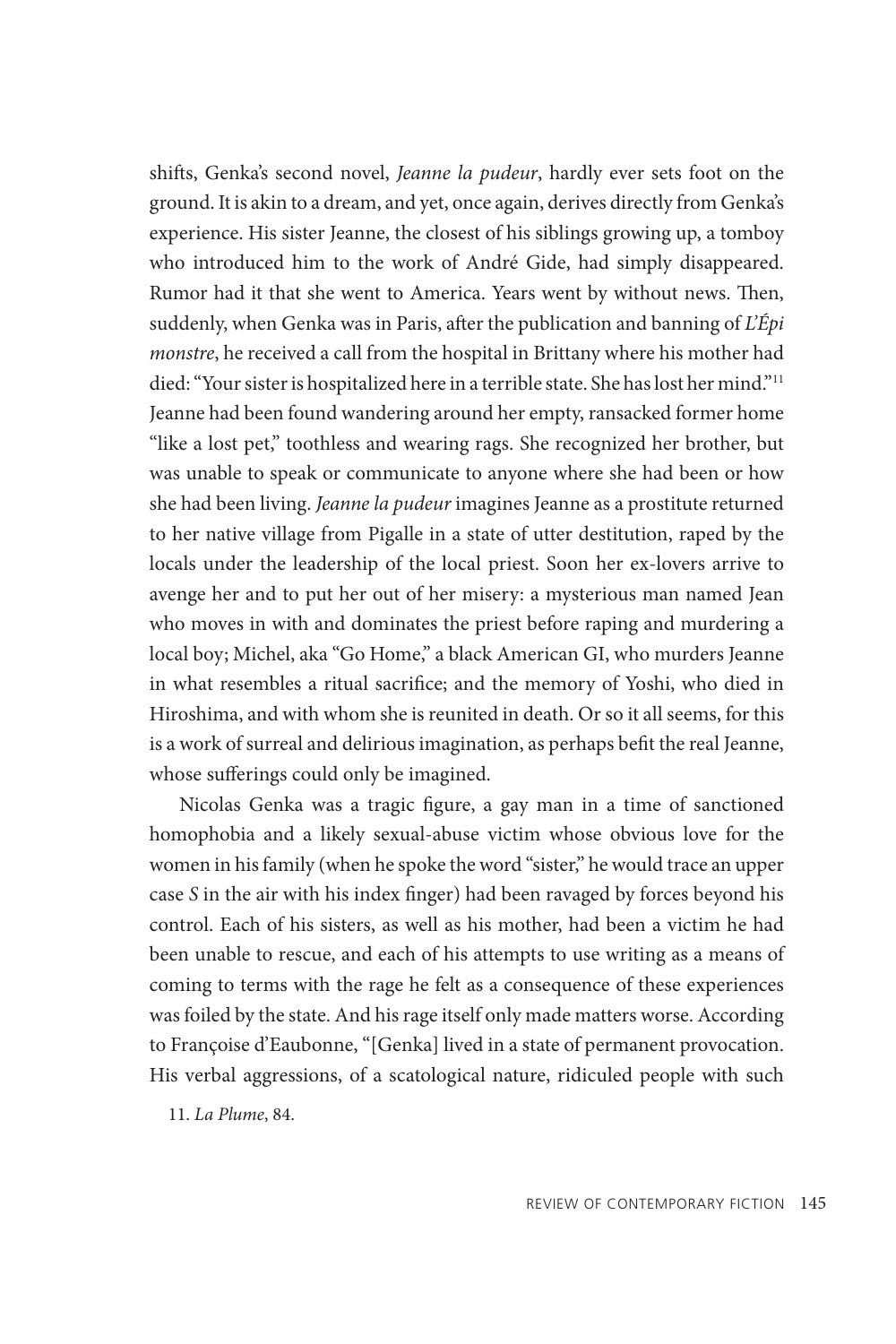shifts, Genka's second novel, *Jeanne la pudeur*, hardly ever sets foot on the ground. It is akin to a dream, and yet, once again, derives directly from Genka's experience. His sister Jeanne, the closest of his siblings growing up, a tomboy who introduced him to the work of André Gide, had simply disappeared. Rumor had it that she went to America. Years went by without news. Then, suddenly, when Genka was in Paris, after the publication and banning of *L'Épi monstre*, he received a call from the hospital in Brittany where his mother had died: "Your sister is hospitalized here in a terrible state. She has lost her mind."[11] Jeanne had been found wandering around her empty, ransacked former home "like a lost pet," toothless and wearing rags. She recognized her brother, but was unable to speak or communicate to anyone where she had been or how she had been living. *Jeanne la pudeur* imagines Jeanne as a prostitute returned to her native village from Pigalle in a state of utter destitution, raped by the locals under the leadership of the local priest. Soon her ex-lovers arrive to avenge her and to put her out of her misery: a mysterious man named Jean who moves in with and dominates the priest before raping and murdering a local boy; Michel, aka "Go Home," a black American GI, who murders Jeanne in what resembles a ritual sacrifice; and the memory of Yoshi, who died in Hiroshima, and with whom she is reunited in death. Or so it all seems, for this is a work of surreal and delirious imagination, as perhaps befit the real Jeanne, whose sufferings could only be imagined.

Nicolas Genka was a tragic figure, a gay man in a time of sanctioned homophobia and a likely sexual-abuse victim whose obvious love for the women in his family (when he spoke the word "sister," he would trace an upper case *S* in the air with his index finger) had been ravaged by forces beyond his control. Each of his sisters, as well as his mother, had been a victim he had been unable to rescue, and each of his attempts to use writing as a means of coming to terms with the rage he felt as a consequence of these experiences was foiled by the state. And his rage itself only made matters worse. According to Françoise d'Eaubonne, "[Genka] lived in a state of permanent provocation. His verbal aggressions, of a scatological nature, ridiculed people with such

11. *La Plume*, 84.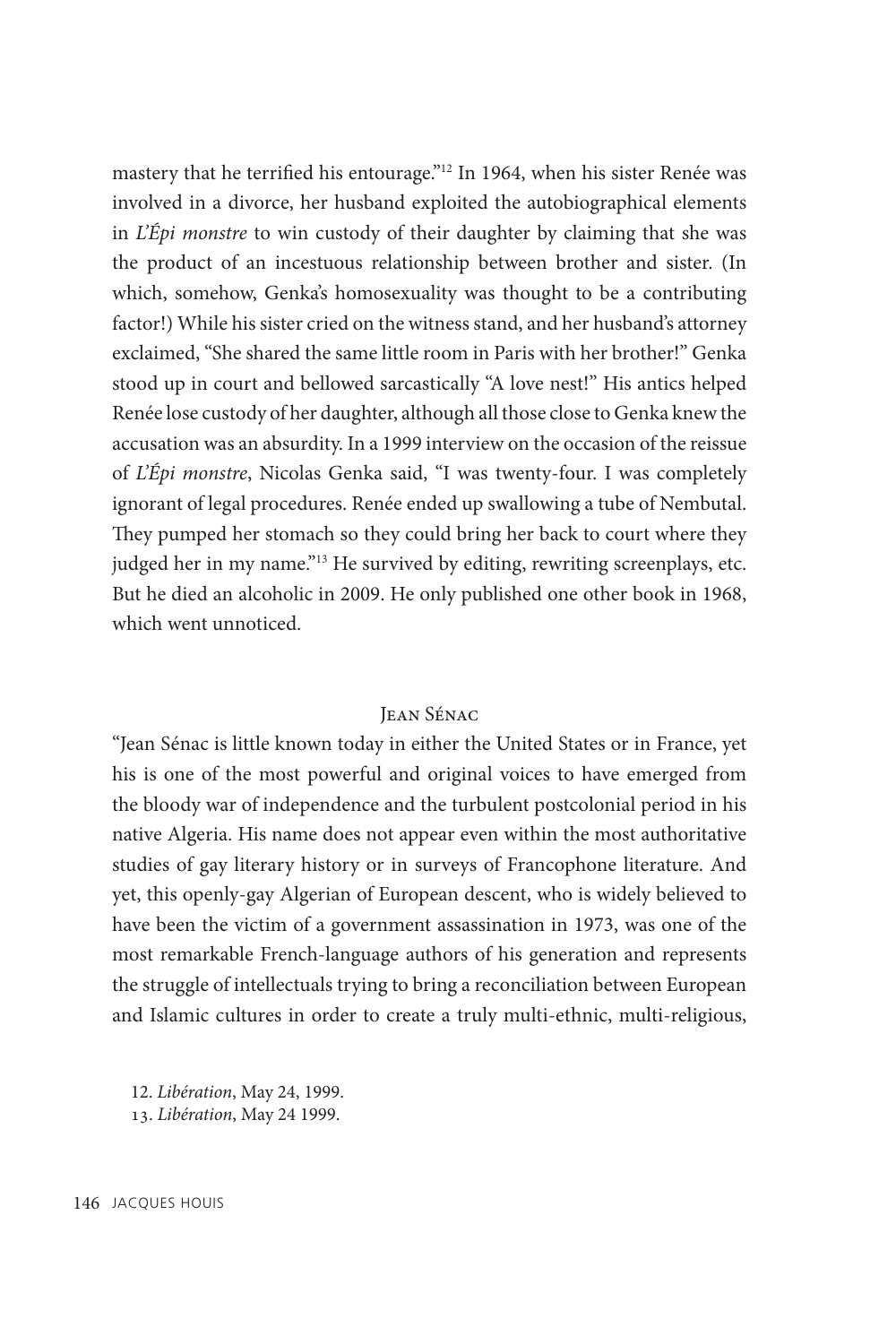mastery that he terrified his entourage."[12] In 1964, when his sister Renée was involved in a divorce, her husband exploited the autobiographical elements in *L'Épi monstre* to win custody of their daughter by claiming that she was the product of an incestuous relationship between brother and sister. (In which, somehow, Genka's homosexuality was thought to be a contributing factor!) While his sister cried on the witness stand, and her husband's attorney exclaimed, "She shared the same little room in Paris with her brother!" Genka stood up in court and bellowed sarcastically "A love nest!" His antics helped Renée lose custody of her daughter, although all those close to Genka knew the accusation was an absurdity. In a 1999 interview on the occasion of the reissue of *L'Épi monstre*, Nicolas Genka said, "I was twenty-four. I was completely ignorant of legal procedures. Renée ended up swallowing a tube of Nembutal. They pumped her stomach so they could bring her back to court where they judged her in my name."[13] He survived by editing, rewriting screenplays, etc. But he died an alcoholic in 2009. He only published one other book in 1968, which went unnoticed.

## Jean Sénac

"Jean Sénac is little known today in either the United States or in France, yet his is one of the most powerful and original voices to have emerged from the bloody war of independence and the turbulent postcolonial period in his native Algeria. His name does not appear even within the most authoritative studies of gay literary history or in surveys of Francophone literature. And yet, this openly-gay Algerian of European descent, who is widely believed to have been the victim of a government assassination in 1973, was one of the most remarkable French-language authors of his generation and represents the struggle of intellectuals trying to bring a reconciliation between European and Islamic cultures in order to create a truly multi-ethnic, multi-religious,

12. *Libération*, May 24, 1999.
13. *Libération*, May 24 1999.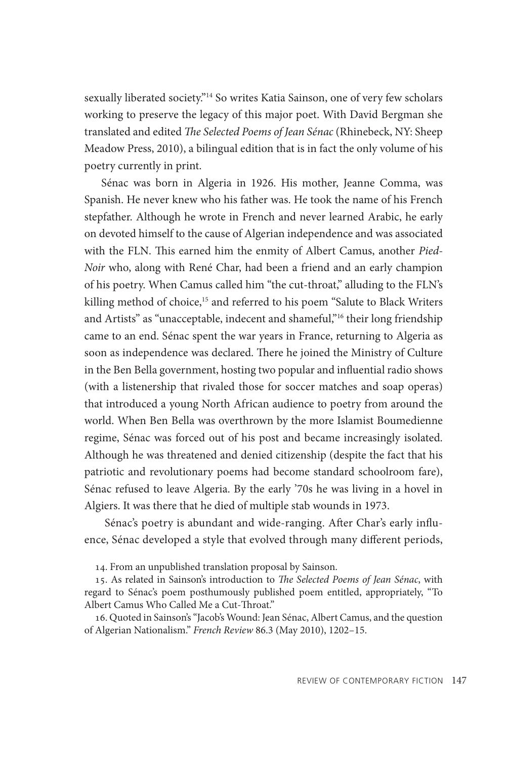sexually liberated society."[14] So writes Katia Sainson, one of very few scholars working to preserve the legacy of this major poet. With David Bergman she translated and edited *The Selected Poems of Jean Sénac* (Rhinebeck, NY: Sheep Meadow Press, 2010), a bilingual edition that is in fact the only volume of his poetry currently in print.

Sénac was born in Algeria in 1926. His mother, Jeanne Comma, was Spanish. He never knew who his father was. He took the name of his French stepfather. Although he wrote in French and never learned Arabic, he early on devoted himself to the cause of Algerian independence and was associated with the FLN. This earned him the enmity of Albert Camus, another *Pied-Noir* who, along with René Char, had been a friend and an early champion of his poetry. When Camus called him "the cut-throat," alluding to the FLN's killing method of choice,[15] and referred to his poem "Salute to Black Writers and Artists" as "unacceptable, indecent and shameful,"[16] their long friendship came to an end. Sénac spent the war years in France, returning to Algeria as soon as independence was declared. There he joined the Ministry of Culture in the Ben Bella government, hosting two popular and influential radio shows (with a listenership that rivaled those for soccer matches and soap operas) that introduced a young North African audience to poetry from around the world. When Ben Bella was overthrown by the more Islamist Boumedienne regime, Sénac was forced out of his post and became increasingly isolated. Although he was threatened and denied citizenship (despite the fact that his patriotic and revolutionary poems had become standard schoolroom fare), Sénac refused to leave Algeria. By the early '70s he was living in a hovel in Algiers. It was there that he died of multiple stab wounds in 1973.

Sénac's poetry is abundant and wide-ranging. After Char's early influence, Sénac developed a style that evolved through many different periods,

14. From an unpublished translation proposal by Sainson.

15. As related in Sainson's introduction to *The Selected Poems of Jean Sénac*, with regard to Sénac's poem posthumously published poem entitled, appropriately, "To Albert Camus Who Called Me a Cut-Throat."

16. Quoted in Sainson's "Jacob's Wound: Jean Sénac, Albert Camus, and the question of Algerian Nationalism." *French Review* 86.3 (May 2010), 1202–15.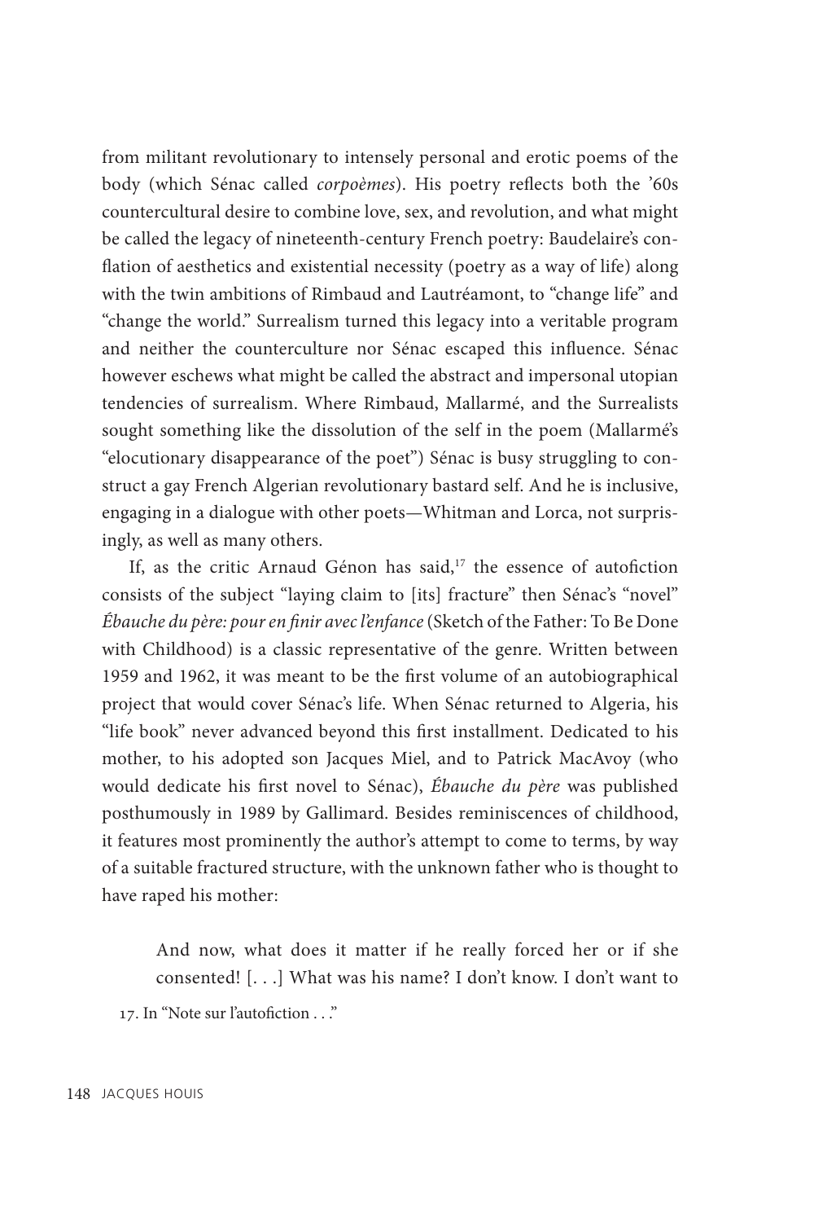from militant revolutionary to intensely personal and erotic poems of the body (which Sénac called *corpoèmes*). His poetry reflects both the '60s countercultural desire to combine love, sex, and revolution, and what might be called the legacy of nineteenth-century French poetry: Baudelaire's conflation of aesthetics and existential necessity (poetry as a way of life) along with the twin ambitions of Rimbaud and Lautréamont, to "change life" and "change the world." Surrealism turned this legacy into a veritable program and neither the counterculture nor Sénac escaped this influence. Sénac however eschews what might be called the abstract and impersonal utopian tendencies of surrealism. Where Rimbaud, Mallarmé, and the Surrealists sought something like the dissolution of the self in the poem (Mallarmé's "elocutionary disappearance of the poet") Sénac is busy struggling to construct a gay French Algerian revolutionary bastard self. And he is inclusive, engaging in a dialogue with other poets—Whitman and Lorca, not surprisingly, as well as many others.

If, as the critic Arnaud Génon has said,[17] the essence of autofiction consists of the subject "laying claim to [its] fracture" then Sénac's "novel" *Ébauche du père: pour en finir avec l'enfance* (Sketch of the Father: To Be Done with Childhood) is a classic representative of the genre. Written between 1959 and 1962, it was meant to be the first volume of an autobiographical project that would cover Sénac's life. When Sénac returned to Algeria, his "life book" never advanced beyond this first installment. Dedicated to his mother, to his adopted son Jacques Miel, and to Patrick MacAvoy (who would dedicate his first novel to Sénac), *Ébauche du père* was published posthumously in 1989 by Gallimard. Besides reminiscences of childhood, it features most prominently the author's attempt to come to terms, by way of a suitable fractured structure, with the unknown father who is thought to have raped his mother:

> And now, what does it matter if he really forced her or if she consented! [. . .] What was his name? I don't know. I don't want to

17. In "Note sur l'autofiction . . ."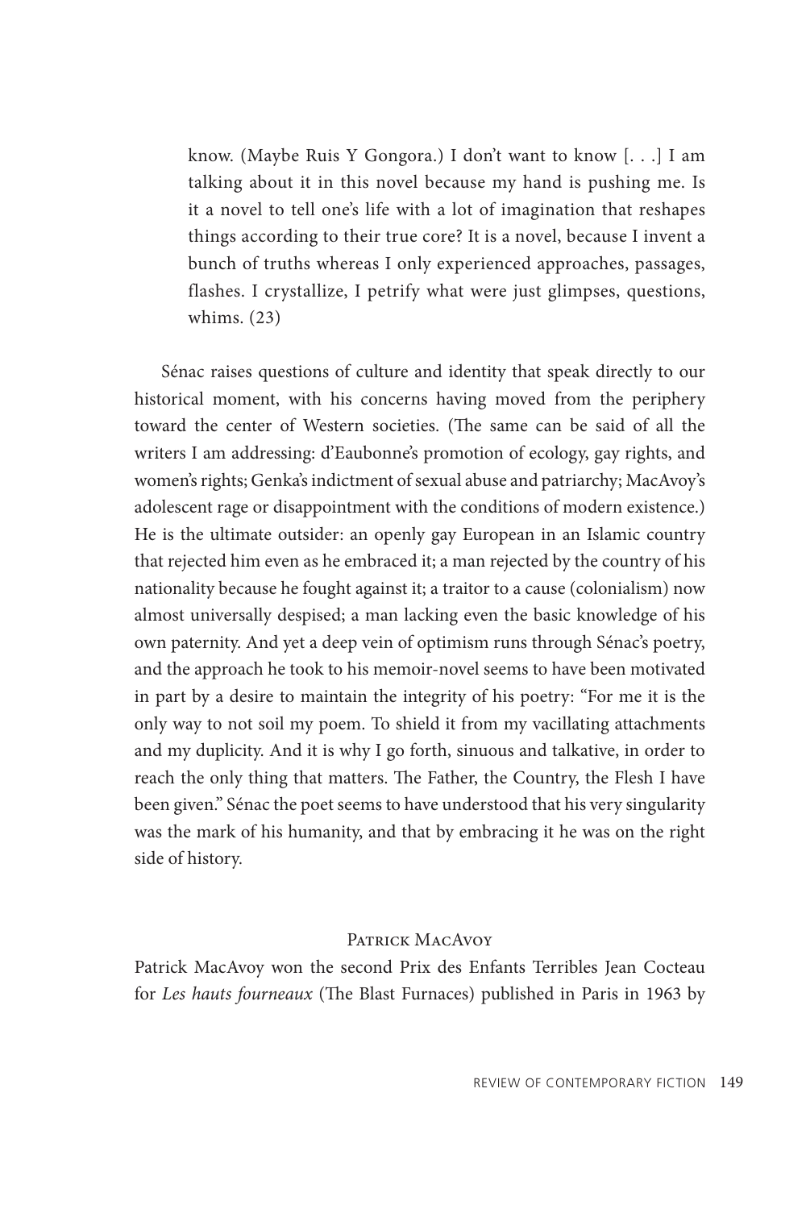> know. (Maybe Ruis Y Gongora.) I don't want to know [. . .] I am talking about it in this novel because my hand is pushing me. Is it a novel to tell one's life with a lot of imagination that reshapes things according to their true core? It is a novel, because I invent a bunch of truths whereas I only experienced approaches, passages, flashes. I crystallize, I petrify what were just glimpses, questions, whims. (23)

Sénac raises questions of culture and identity that speak directly to our historical moment, with his concerns having moved from the periphery toward the center of Western societies. (The same can be said of all the writers I am addressing: d'Eaubonne's promotion of ecology, gay rights, and women's rights; Genka's indictment of sexual abuse and patriarchy; MacAvoy's adolescent rage or disappointment with the conditions of modern existence.) He is the ultimate outsider: an openly gay European in an Islamic country that rejected him even as he embraced it; a man rejected by the country of his nationality because he fought against it; a traitor to a cause (colonialism) now almost universally despised; a man lacking even the basic knowledge of his own paternity. And yet a deep vein of optimism runs through Sénac's poetry, and the approach he took to his memoir-novel seems to have been motivated in part by a desire to maintain the integrity of his poetry: "For me it is the only way to not soil my poem. To shield it from my vacillating attachments and my duplicity. And it is why I go forth, sinuous and talkative, in order to reach the only thing that matters. The Father, the Country, the Flesh I have been given." Sénac the poet seems to have understood that his very singularity was the mark of his humanity, and that by embracing it he was on the right side of history.

## Patrick MacAvoy

Patrick MacAvoy won the second Prix des Enfants Terribles Jean Cocteau for *Les hauts fourneaux* (The Blast Furnaces) published in Paris in 1963 by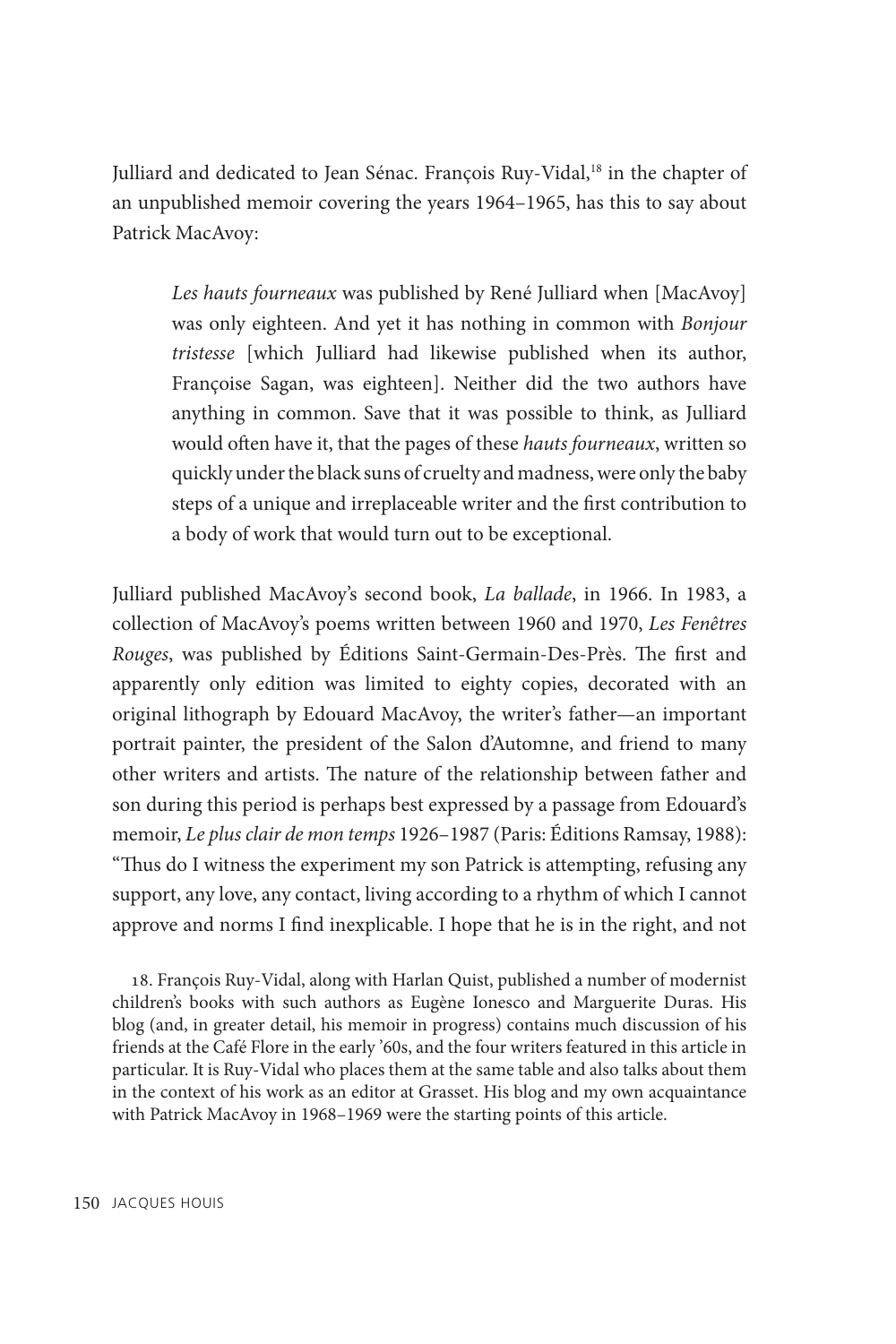Julliard and dedicated to Jean Sénac. François Ruy-Vidal,[18] in the chapter of an unpublished memoir covering the years 1964–1965, has this to say about Patrick MacAvoy:

> *Les hauts fourneaux* was published by René Julliard when [MacAvoy] was only eighteen. And yet it has nothing in common with *Bonjour tristesse* [which Julliard had likewise published when its author, Françoise Sagan, was eighteen]. Neither did the two authors have anything in common. Save that it was possible to think, as Julliard would often have it, that the pages of these *hauts fourneaux*, written so quickly under the black suns of cruelty and madness, were only the baby steps of a unique and irreplaceable writer and the first contribution to a body of work that would turn out to be exceptional.

Julliard published MacAvoy's second book, *La ballade*, in 1966. In 1983, a collection of MacAvoy's poems written between 1960 and 1970, *Les Fenêtres Rouges*, was published by Éditions Saint-Germain-Des-Près. The first and apparently only edition was limited to eighty copies, decorated with an original lithograph by Edouard MacAvoy, the writer's father—an important portrait painter, the president of the Salon d'Automne, and friend to many other writers and artists. The nature of the relationship between father and son during this period is perhaps best expressed by a passage from Edouard's memoir, *Le plus clair de mon temps* 1926–1987 (Paris: Éditions Ramsay, 1988): "Thus do I witness the experiment my son Patrick is attempting, refusing any support, any love, any contact, living according to a rhythm of which I cannot approve and norms I find inexplicable. I hope that he is in the right, and not

18. François Ruy-Vidal, along with Harlan Quist, published a number of modernist children's books with such authors as Eugène Ionesco and Marguerite Duras. His blog (and, in greater detail, his memoir in progress) contains much discussion of his friends at the Café Flore in the early '60s, and the four writers featured in this article in particular. It is Ruy-Vidal who places them at the same table and also talks about them in the context of his work as an editor at Grasset. His blog and my own acquaintance with Patrick MacAvoy in 1968–1969 were the starting points of this article.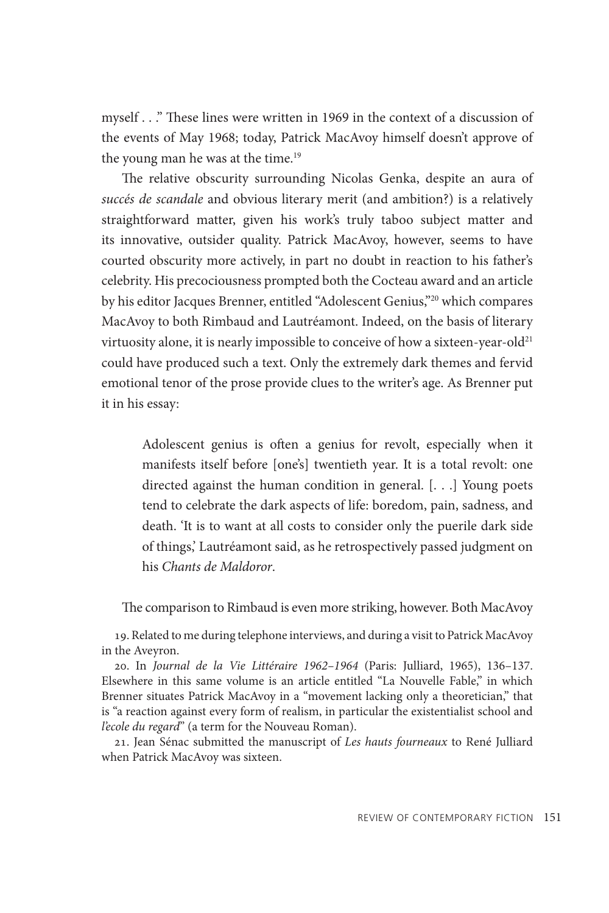myself . . ." These lines were written in 1969 in the context of a discussion of the events of May 1968; today, Patrick MacAvoy himself doesn't approve of the young man he was at the time.[19]

The relative obscurity surrounding Nicolas Genka, despite an aura of *succés de scandale* and obvious literary merit (and ambition?) is a relatively straightforward matter, given his work's truly taboo subject matter and its innovative, outsider quality. Patrick MacAvoy, however, seems to have courted obscurity more actively, in part no doubt in reaction to his father's celebrity. His precociousness prompted both the Cocteau award and an article by his editor Jacques Brenner, entitled "Adolescent Genius,"[20] which compares MacAvoy to both Rimbaud and Lautréamont. Indeed, on the basis of literary virtuosity alone, it is nearly impossible to conceive of how a sixteen-year-old[21] could have produced such a text. Only the extremely dark themes and fervid emotional tenor of the prose provide clues to the writer's age. As Brenner put it in his essay:

> Adolescent genius is often a genius for revolt, especially when it manifests itself before [one's] twentieth year. It is a total revolt: one directed against the human condition in general. [. . .] Young poets tend to celebrate the dark aspects of life: boredom, pain, sadness, and death. 'It is to want at all costs to consider only the puerile dark side of things,' Lautréamont said, as he retrospectively passed judgment on his *Chants de Maldoror*.

The comparison to Rimbaud is even more striking, however. Both MacAvoy

19. Related to me during telephone interviews, and during a visit to Patrick MacAvoy in the Aveyron.

20. In *Journal de la Vie Littéraire 1962–1964* (Paris: Julliard, 1965), 136–137. Elsewhere in this same volume is an article entitled "La Nouvelle Fable," in which Brenner situates Patrick MacAvoy in a "movement lacking only a theoretician," that is "a reaction against every form of realism, in particular the existentialist school and *l'ecole du regard*" (a term for the Nouveau Roman).

21. Jean Sénac submitted the manuscript of *Les hauts fourneaux* to René Julliard when Patrick MacAvoy was sixteen.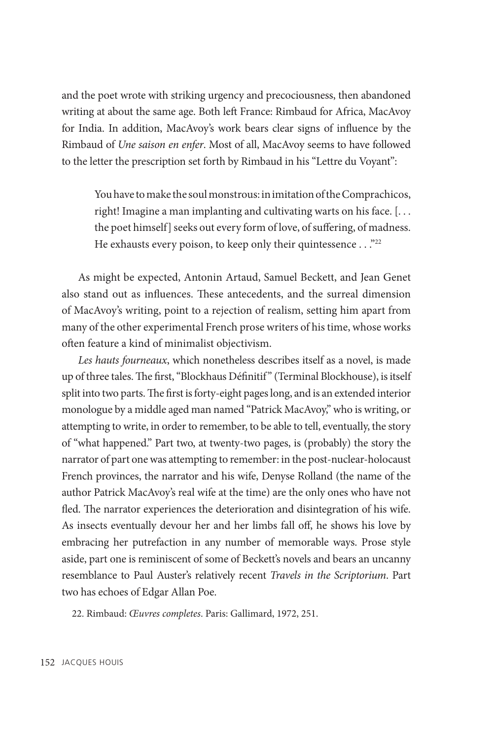and the poet wrote with striking urgency and precociousness, then abandoned writing at about the same age. Both left France: Rimbaud for Africa, MacAvoy for India. In addition, MacAvoy's work bears clear signs of influence by the Rimbaud of *Une saison en enfer*. Most of all, MacAvoy seems to have followed to the letter the prescription set forth by Rimbaud in his "Lettre du Voyant":

> You have to make the soul monstrous: in imitation of the Comprachicos, right! Imagine a man implanting and cultivating warts on his face. [. . . the poet himself] seeks out every form of love, of suffering, of madness. He exhausts every poison, to keep only their quintessence . . ."[22]

As might be expected, Antonin Artaud, Samuel Beckett, and Jean Genet also stand out as influences. These antecedents, and the surreal dimension of MacAvoy's writing, point to a rejection of realism, setting him apart from many of the other experimental French prose writers of his time, whose works often feature a kind of minimalist objectivism.

*Les hauts fourneaux*, which nonetheless describes itself as a novel, is made up of three tales. The first, "Blockhaus Définitif" (Terminal Blockhouse), is itself split into two parts. The first is forty-eight pages long, and is an extended interior monologue by a middle aged man named "Patrick MacAvoy," who is writing, or attempting to write, in order to remember, to be able to tell, eventually, the story of "what happened." Part two, at twenty-two pages, is (probably) the story the narrator of part one was attempting to remember: in the post-nuclear-holocaust French provinces, the narrator and his wife, Denyse Rolland (the name of the author Patrick MacAvoy's real wife at the time) are the only ones who have not fled. The narrator experiences the deterioration and disintegration of his wife. As insects eventually devour her and her limbs fall off, he shows his love by embracing her putrefaction in any number of memorable ways. Prose style aside, part one is reminiscent of some of Beckett's novels and bears an uncanny resemblance to Paul Auster's relatively recent *Travels in the Scriptorium*. Part two has echoes of Edgar Allan Poe.

22. Rimbaud: *Œuvres completes*. Paris: Gallimard, 1972, 251.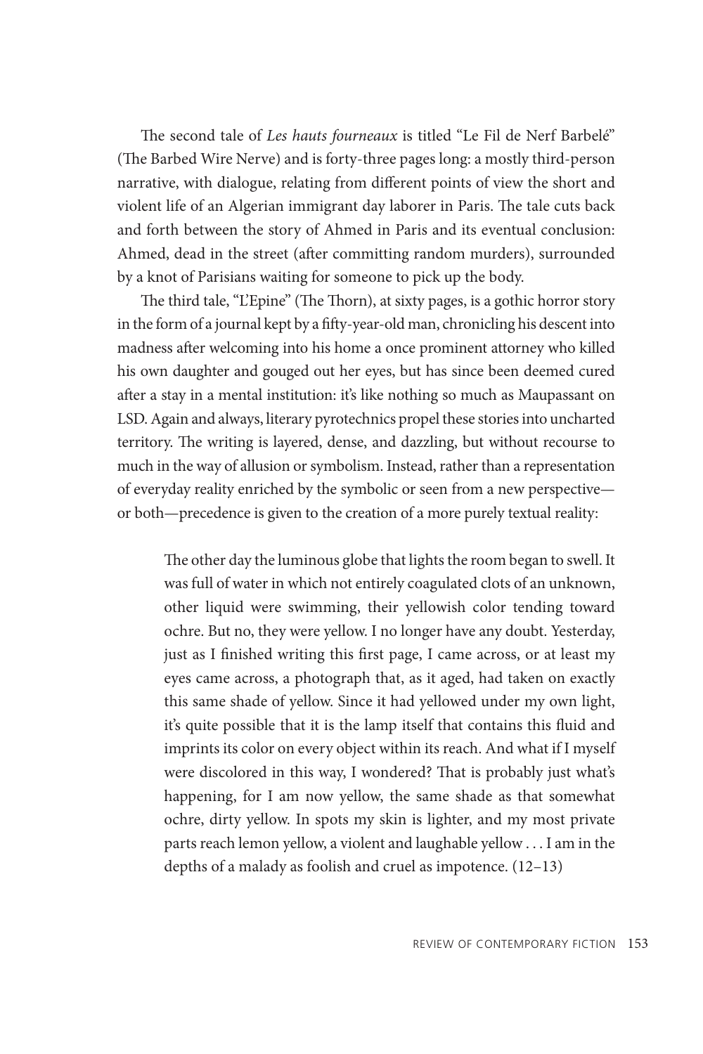The second tale of *Les hauts fourneaux* is titled "Le Fil de Nerf Barbelé" (The Barbed Wire Nerve) and is forty-three pages long: a mostly third-person narrative, with dialogue, relating from different points of view the short and violent life of an Algerian immigrant day laborer in Paris. The tale cuts back and forth between the story of Ahmed in Paris and its eventual conclusion: Ahmed, dead in the street (after committing random murders), surrounded by a knot of Parisians waiting for someone to pick up the body.

The third tale, "L'Epine" (The Thorn), at sixty pages, is a gothic horror story in the form of a journal kept by a fifty-year-old man, chronicling his descent into madness after welcoming into his home a once prominent attorney who killed his own daughter and gouged out her eyes, but has since been deemed cured after a stay in a mental institution: it's like nothing so much as Maupassant on LSD. Again and always, literary pyrotechnics propel these stories into uncharted territory. The writing is layered, dense, and dazzling, but without recourse to much in the way of allusion or symbolism. Instead, rather than a representation of everyday reality enriched by the symbolic or seen from a new perspective—or both—precedence is given to the creation of a more purely textual reality:

> The other day the luminous globe that lights the room began to swell. It was full of water in which not entirely coagulated clots of an unknown, other liquid were swimming, their yellowish color tending toward ochre. But no, they were yellow. I no longer have any doubt. Yesterday, just as I finished writing this first page, I came across, or at least my eyes came across, a photograph that, as it aged, had taken on exactly this same shade of yellow. Since it had yellowed under my own light, it's quite possible that it is the lamp itself that contains this fluid and imprints its color on every object within its reach. And what if I myself were discolored in this way, I wondered? That is probably just what's happening, for I am now yellow, the same shade as that somewhat ochre, dirty yellow. In spots my skin is lighter, and my most private parts reach lemon yellow, a violent and laughable yellow . . . I am in the depths of a malady as foolish and cruel as impotence. (12–13)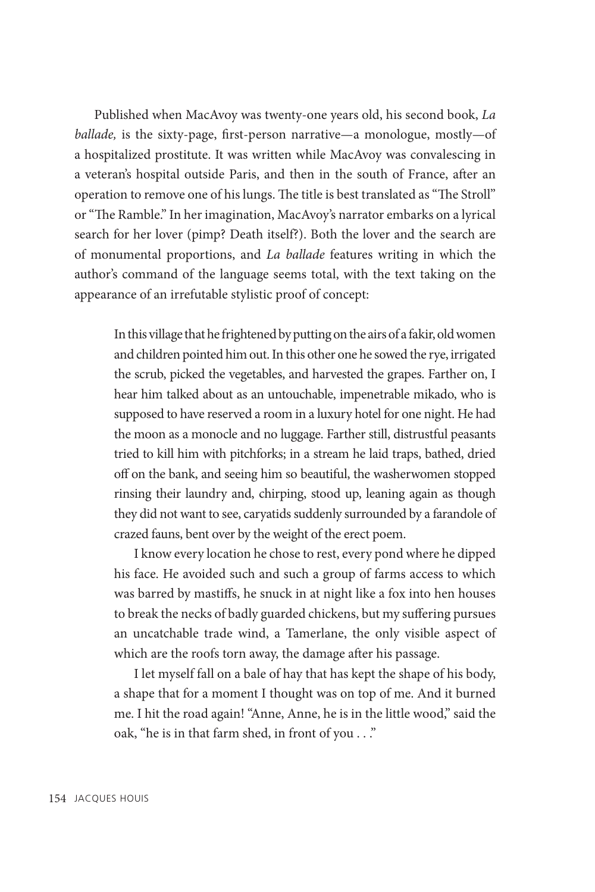Published when MacAvoy was twenty-one years old, his second book, *La ballade,* is the sixty-page, first-person narrative—a monologue, mostly—of a hospitalized prostitute. It was written while MacAvoy was convalescing in a veteran's hospital outside Paris, and then in the south of France, after an operation to remove one of his lungs. The title is best translated as "The Stroll" or "The Ramble." In her imagination, MacAvoy's narrator embarks on a lyrical search for her lover (pimp? Death itself?). Both the lover and the search are of monumental proportions, and *La ballade* features writing in which the author's command of the language seems total, with the text taking on the appearance of an irrefutable stylistic proof of concept:

> In this village that he frightened by putting on the airs of a fakir, old women and children pointed him out. In this other one he sowed the rye, irrigated the scrub, picked the vegetables, and harvested the grapes. Farther on, I hear him talked about as an untouchable, impenetrable mikado, who is supposed to have reserved a room in a luxury hotel for one night. He had the moon as a monocle and no luggage. Farther still, distrustful peasants tried to kill him with pitchforks; in a stream he laid traps, bathed, dried off on the bank, and seeing him so beautiful, the washerwomen stopped rinsing their laundry and, chirping, stood up, leaning again as though they did not want to see, caryatids suddenly surrounded by a farandole of crazed fauns, bent over by the weight of the erect poem.
>
> I know every location he chose to rest, every pond where he dipped his face. He avoided such and such a group of farms access to which was barred by mastiffs, he snuck in at night like a fox into hen houses to break the necks of badly guarded chickens, but my suffering pursues an uncatchable trade wind, a Tamerlane, the only visible aspect of which are the roofs torn away, the damage after his passage.
>
> I let myself fall on a bale of hay that has kept the shape of his body, a shape that for a moment I thought was on top of me. And it burned me. I hit the road again! "Anne, Anne, he is in the little wood," said the oak, "he is in that farm shed, in front of you . . ."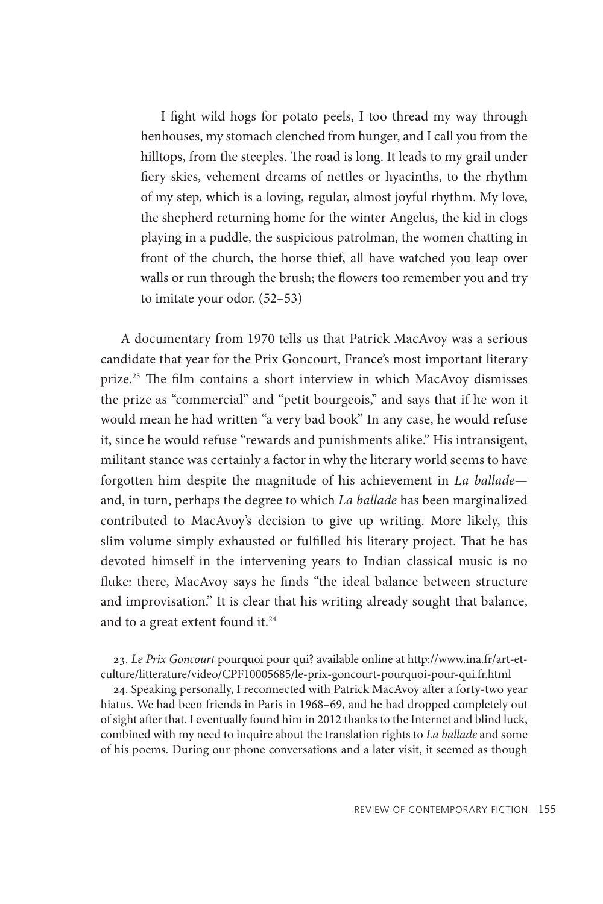> I fight wild hogs for potato peels, I too thread my way through henhouses, my stomach clenched from hunger, and I call you from the hilltops, from the steeples. The road is long. It leads to my grail under fiery skies, vehement dreams of nettles or hyacinths, to the rhythm of my step, which is a loving, regular, almost joyful rhythm. My love, the shepherd returning home for the winter Angelus, the kid in clogs playing in a puddle, the suspicious patrolman, the women chatting in front of the church, the horse thief, all have watched you leap over walls or run through the brush; the flowers too remember you and try to imitate your odor. (52–53)

A documentary from 1970 tells us that Patrick MacAvoy was a serious candidate that year for the Prix Goncourt, France's most important literary prize.[23] The film contains a short interview in which MacAvoy dismisses the prize as "commercial" and "petit bourgeois," and says that if he won it would mean he had written "a very bad book" In any case, he would refuse it, since he would refuse "rewards and punishments alike." His intransigent, militant stance was certainly a factor in why the literary world seems to have forgotten him despite the magnitude of his achievement in *La ballade*—and, in turn, perhaps the degree to which *La ballade* has been marginalized contributed to MacAvoy's decision to give up writing. More likely, this slim volume simply exhausted or fulfilled his literary project. That he has devoted himself in the intervening years to Indian classical music is no fluke: there, MacAvoy says he finds "the ideal balance between structure and improvisation." It is clear that his writing already sought that balance, and to a great extent found it.[24]

23. *Le Prix Goncourt* pourquoi pour qui? available online at http://www.ina.fr/art-et-culture/litterature/video/CPF10005685/le-prix-goncourt-pourquoi-pour-qui.fr.html

24. Speaking personally, I reconnected with Patrick MacAvoy after a forty-two year hiatus. We had been friends in Paris in 1968–69, and he had dropped completely out of sight after that. I eventually found him in 2012 thanks to the Internet and blind luck, combined with my need to inquire about the translation rights to *La ballade* and some of his poems. During our phone conversations and a later visit, it seemed as though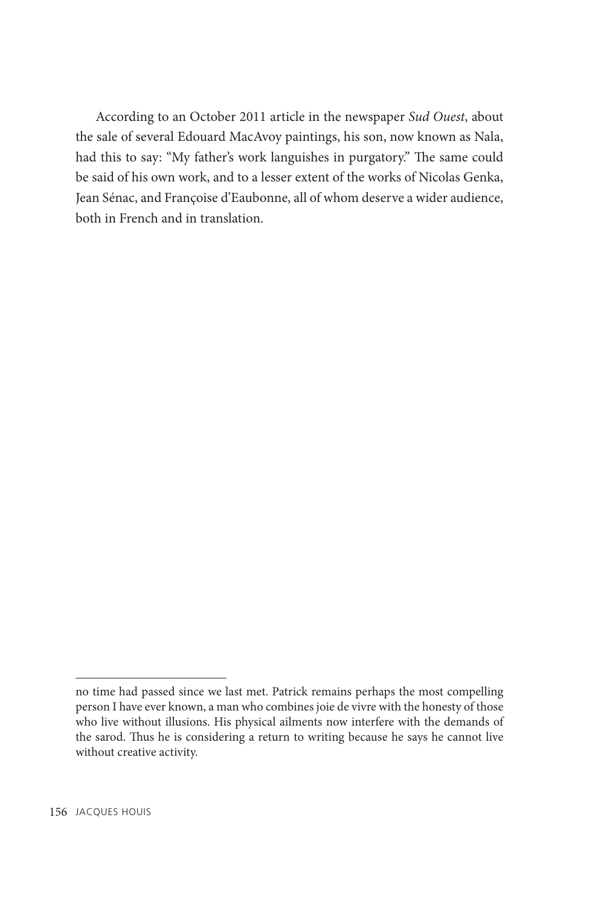According to an October 2011 article in the newspaper *Sud Ouest*, about the sale of several Edouard MacAvoy paintings, his son, now known as Nala, had this to say: "My father's work languishes in purgatory." The same could be said of his own work, and to a lesser extent of the works of Nicolas Genka, Jean Sénac, and Françoise d'Eaubonne, all of whom deserve a wider audience, both in French and in translation.

---

no time had passed since we last met. Patrick remains perhaps the most compelling person I have ever known, a man who combines joie de vivre with the honesty of those who live without illusions. His physical ailments now interfere with the demands of the sarod. Thus he is considering a return to writing because he says he cannot live without creative activity.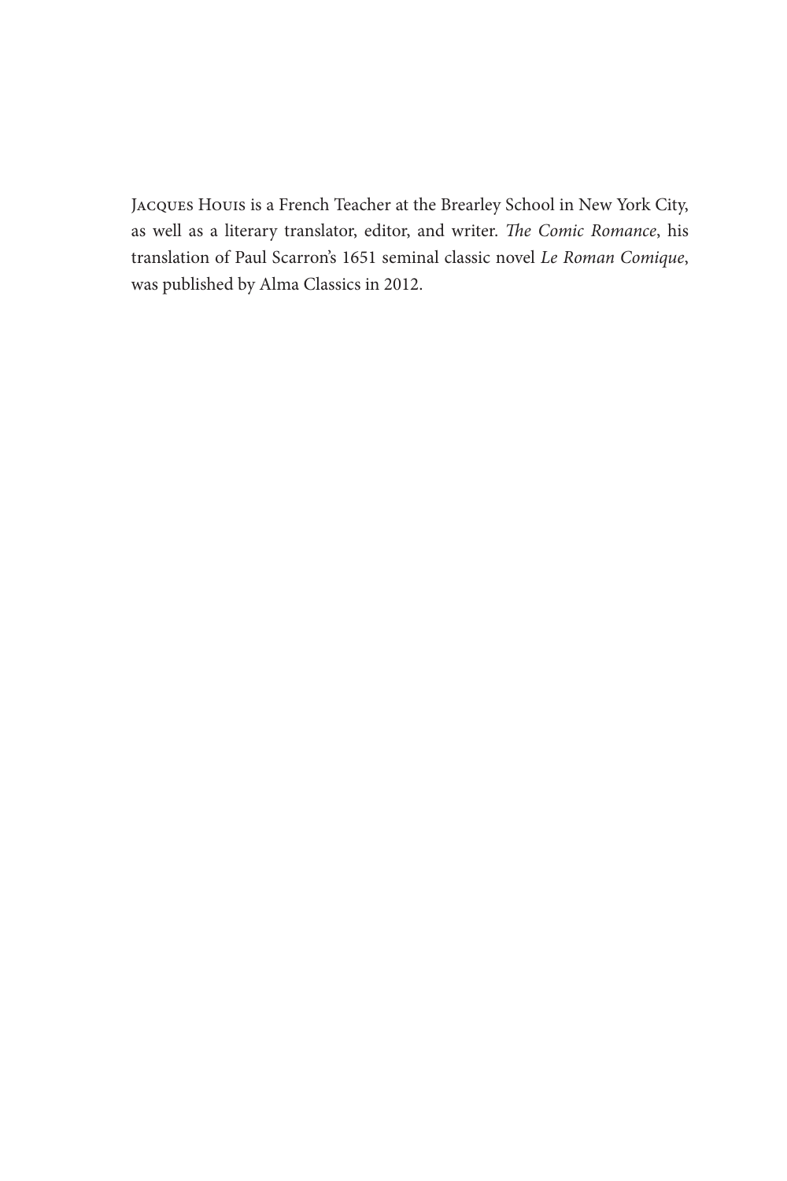Jacques Houis is a French Teacher at the Brearley School in New York City, as well as a literary translator, editor, and writer. *The Comic Romance*, his translation of Paul Scarron's 1651 seminal classic novel *Le Roman Comique*, was published by Alma Classics in 2012.